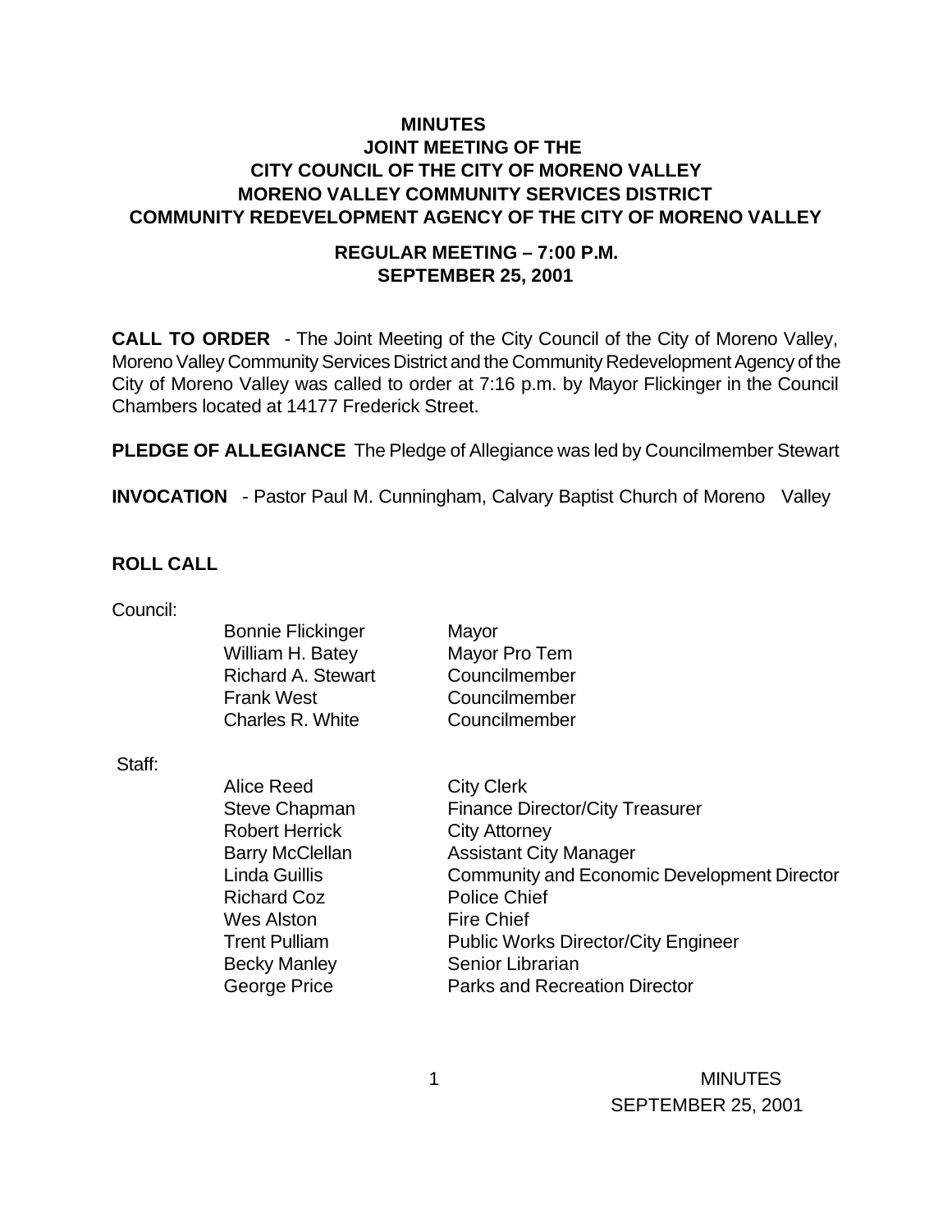# MINUTES
## JOINT MEETING OF THE
## CITY COUNCIL OF THE CITY OF MORENO VALLEY
## MORENO VALLEY COMMUNITY SERVICES DISTRICT
## COMMUNITY REDEVELOPMENT AGENCY OF THE CITY OF MORENO VALLEY

### REGULAR MEETING – 7:00 P.M.
### SEPTEMBER 25, 2001

**CALL TO ORDER** - The Joint Meeting of the City Council of the City of Moreno Valley, Moreno Valley Community Services District and the Community Redevelopment Agency of the City of Moreno Valley was called to order at 7:16 p.m. by Mayor Flickinger in the Council Chambers located at 14177 Frederick Street.

**PLEDGE OF ALLEGIANCE** The Pledge of Allegiance was led by Councilmember Stewart

**INVOCATION** - Pastor Paul M. Cunningham, Calvary Baptist Church of Moreno Valley

**ROLL CALL**

Council:

| | |
|---|---|
| Bonnie Flickinger | Mayor |
| William H. Batey | Mayor Pro Tem |
| Richard A. Stewart | Councilmember |
| Frank West | Councilmember |
| Charles R. White | Councilmember |

Staff:

| | |
|---|---|
| Alice Reed | City Clerk |
| Steve Chapman | Finance Director/City Treasurer |
| Robert Herrick | City Attorney |
| Barry McClellan | Assistant City Manager |
| Linda Guillis | Community and Economic Development Director |
| Richard Coz | Police Chief |
| Wes Alston | Fire Chief |
| Trent Pulliam | Public Works Director/City Engineer |
| Becky Manley | Senior Librarian |
| George Price | Parks and Recreation Director |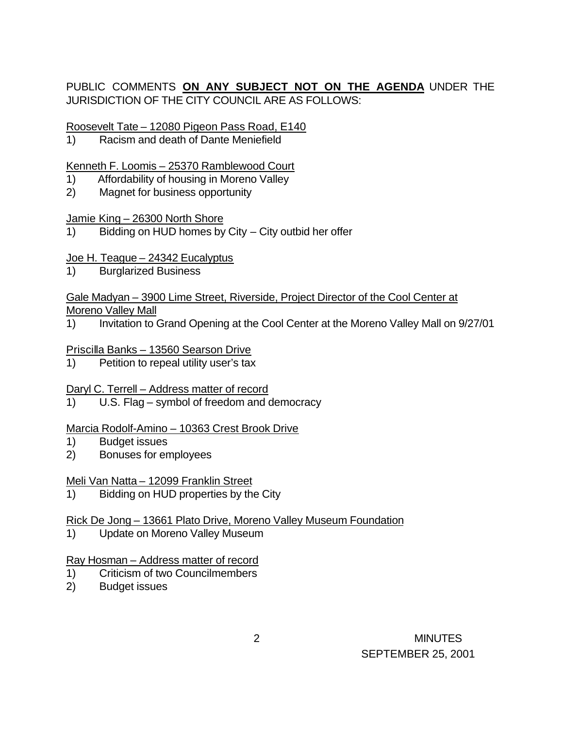PUBLIC COMMENTS **<u>ON ANY SUBJECT NOT ON THE AGENDA</u>** UNDER THE JURISDICTION OF THE CITY COUNCIL ARE AS FOLLOWS:

<u>Roosevelt Tate – 12080 Pigeon Pass Road, E140</u>

1) Racism and death of Dante Meniefield

<u>Kenneth F. Loomis – 25370 Ramblewood Court</u>

1) Affordability of housing in Moreno Valley
2) Magnet for business opportunity

<u>Jamie King – 26300 North Shore</u>

1) Bidding on HUD homes by City – City outbid her offer

<u>Joe H. Teague – 24342 Eucalyptus</u>

1) Burglarized Business

<u>Gale Madyan – 3900 Lime Street, Riverside, Project Director of the Cool Center at Moreno Valley Mall</u>

1) Invitation to Grand Opening at the Cool Center at the Moreno Valley Mall on 9/27/01

<u>Priscilla Banks – 13560 Searson Drive</u>

1) Petition to repeal utility user's tax

<u>Daryl C. Terrell – Address matter of record</u>

1) U.S. Flag – symbol of freedom and democracy

<u>Marcia Rodolf-Amino – 10363 Crest Brook Drive</u>

1) Budget issues
2) Bonuses for employees

<u>Meli Van Natta – 12099 Franklin Street</u>

1) Bidding on HUD properties by the City

<u>Rick De Jong – 13661 Plato Drive, Moreno Valley Museum Foundation</u>

1) Update on Moreno Valley Museum

<u>Ray Hosman – Address matter of record</u>

1) Criticism of two Councilmembers
2) Budget issues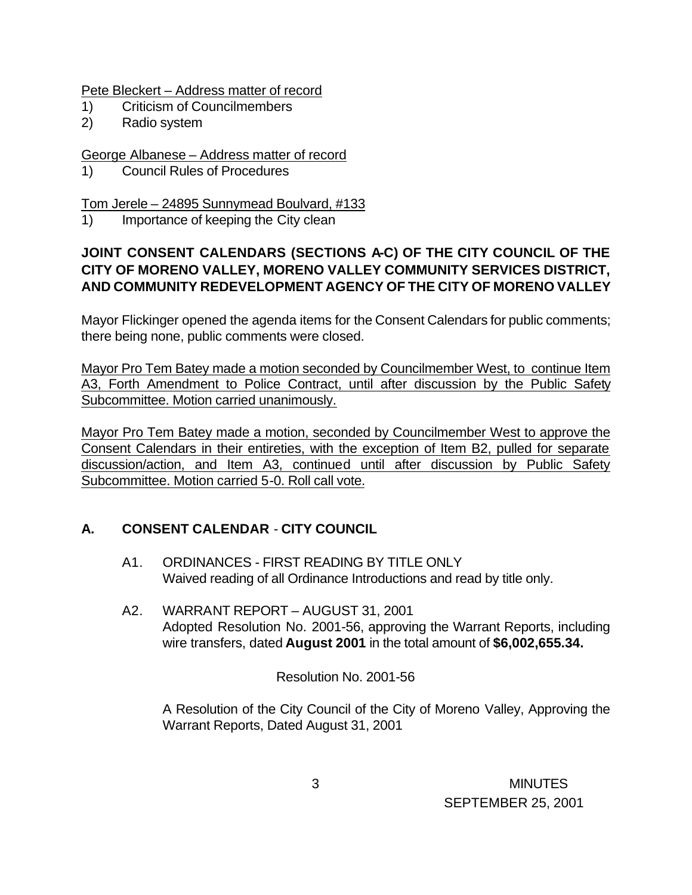Pete Bleckert – Address matter of record

1) Criticism of Councilmembers
2) Radio system

George Albanese – Address matter of record

1) Council Rules of Procedures

Tom Jerele – 24895 Sunnymead Boulvard, #133

1) Importance of keeping the City clean

**JOINT CONSENT CALENDARS (SECTIONS A-C) OF THE CITY COUNCIL OF THE CITY OF MORENO VALLEY, MORENO VALLEY COMMUNITY SERVICES DISTRICT, AND COMMUNITY REDEVELOPMENT AGENCY OF THE CITY OF MORENO VALLEY**

Mayor Flickinger opened the agenda items for the Consent Calendars for public comments; there being none, public comments were closed.

Mayor Pro Tem Batey made a motion seconded by Councilmember West, to continue Item A3, Forth Amendment to Police Contract, until after discussion by the Public Safety Subcommittee. Motion carried unanimously.

Mayor Pro Tem Batey made a motion, seconded by Councilmember West to approve the Consent Calendars in their entireties, with the exception of Item B2, pulled for separate discussion/action, and Item A3, continued until after discussion by Public Safety Subcommittee. Motion carried 5-0. Roll call vote.

## A. CONSENT CALENDAR - CITY COUNCIL

A1. ORDINANCES - FIRST READING BY TITLE ONLY
Waived reading of all Ordinance Introductions and read by title only.

A2. WARRANT REPORT – AUGUST 31, 2001
Adopted Resolution No. 2001-56, approving the Warrant Reports, including wire transfers, dated **August 2001** in the total amount of **$6,002,655.34.**

Resolution No. 2001-56

A Resolution of the City Council of the City of Moreno Valley, Approving the Warrant Reports, Dated August 31, 2001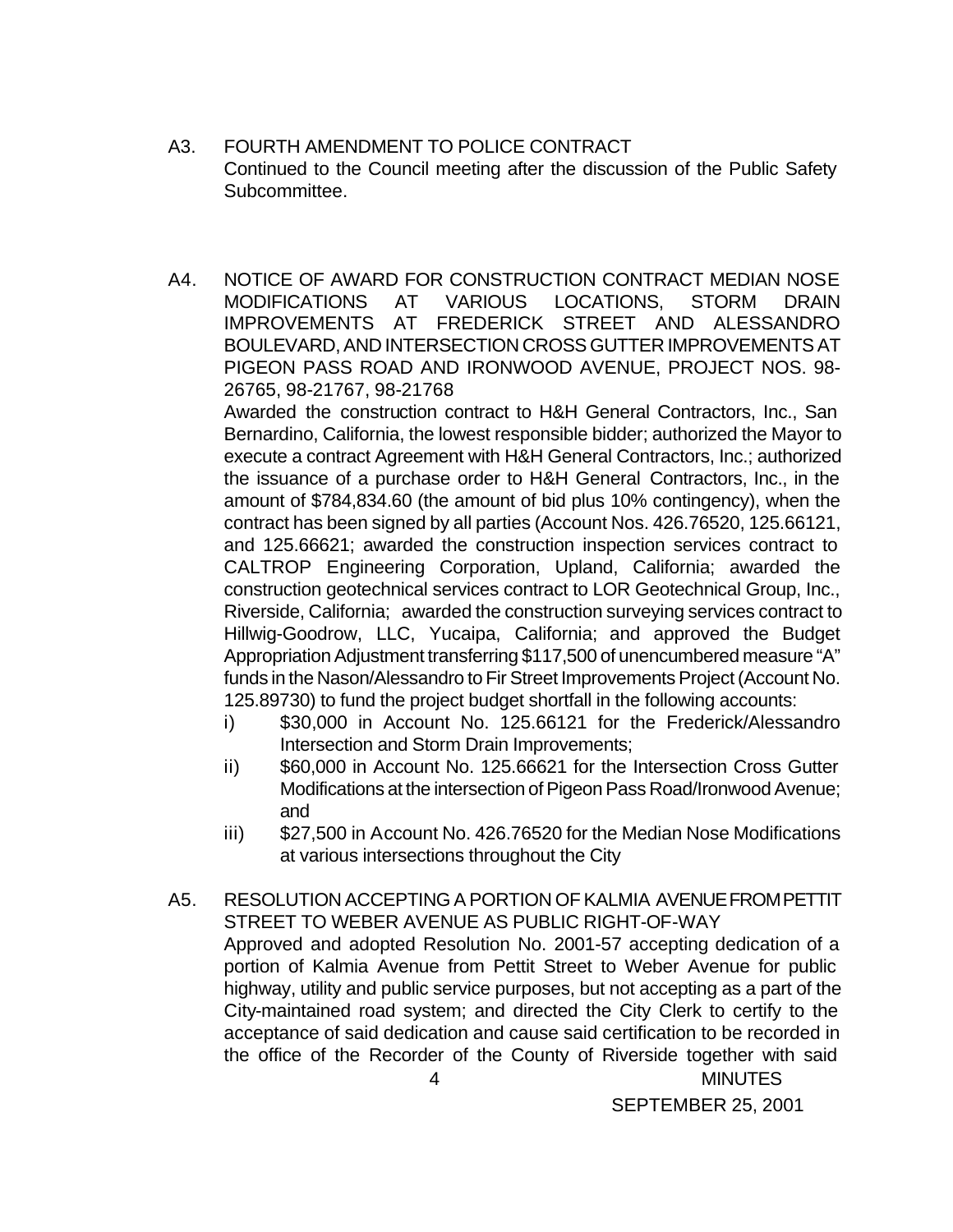A3. FOURTH AMENDMENT TO POLICE CONTRACT
Continued to the Council meeting after the discussion of the Public Safety Subcommittee.

A4. NOTICE OF AWARD FOR CONSTRUCTION CONTRACT MEDIAN NOSE MODIFICATIONS AT VARIOUS LOCATIONS, STORM DRAIN IMPROVEMENTS AT FREDERICK STREET AND ALESSANDRO BOULEVARD, AND INTERSECTION CROSS GUTTER IMPROVEMENTS AT PIGEON PASS ROAD AND IRONWOOD AVENUE, PROJECT NOS. 98-26765, 98-21767, 98-21768
Awarded the construction contract to H&H General Contractors, Inc., San Bernardino, California, the lowest responsible bidder; authorized the Mayor to execute a contract Agreement with H&H General Contractors, Inc.; authorized the issuance of a purchase order to H&H General Contractors, Inc., in the amount of $784,834.60 (the amount of bid plus 10% contingency), when the contract has been signed by all parties (Account Nos. 426.76520, 125.66121, and 125.66621; awarded the construction inspection services contract to CALTROP Engineering Corporation, Upland, California; awarded the construction geotechnical services contract to LOR Geotechnical Group, Inc., Riverside, California; awarded the construction surveying services contract to Hillwig-Goodrow, LLC, Yucaipa, California; and approved the Budget Appropriation Adjustment transferring $117,500 of unencumbered measure "A" funds in the Nason/Alessandro to Fir Street Improvements Project (Account No. 125.89730) to fund the project budget shortfall in the following accounts:

i) $30,000 in Account No. 125.66121 for the Frederick/Alessandro Intersection and Storm Drain Improvements;
ii) $60,000 in Account No. 125.66621 for the Intersection Cross Gutter Modifications at the intersection of Pigeon Pass Road/Ironwood Avenue; and
iii) $27,500 in Account No. 426.76520 for the Median Nose Modifications at various intersections throughout the City

A5. RESOLUTION ACCEPTING A PORTION OF KALMIA AVENUE FROM PETTIT STREET TO WEBER AVENUE AS PUBLIC RIGHT-OF-WAY
Approved and adopted Resolution No. 2001-57 accepting dedication of a portion of Kalmia Avenue from Pettit Street to Weber Avenue for public highway, utility and public service purposes, but not accepting as a part of the City-maintained road system; and directed the City Clerk to certify to the acceptance of said dedication and cause said certification to be recorded in the office of the Recorder of the County of Riverside together with said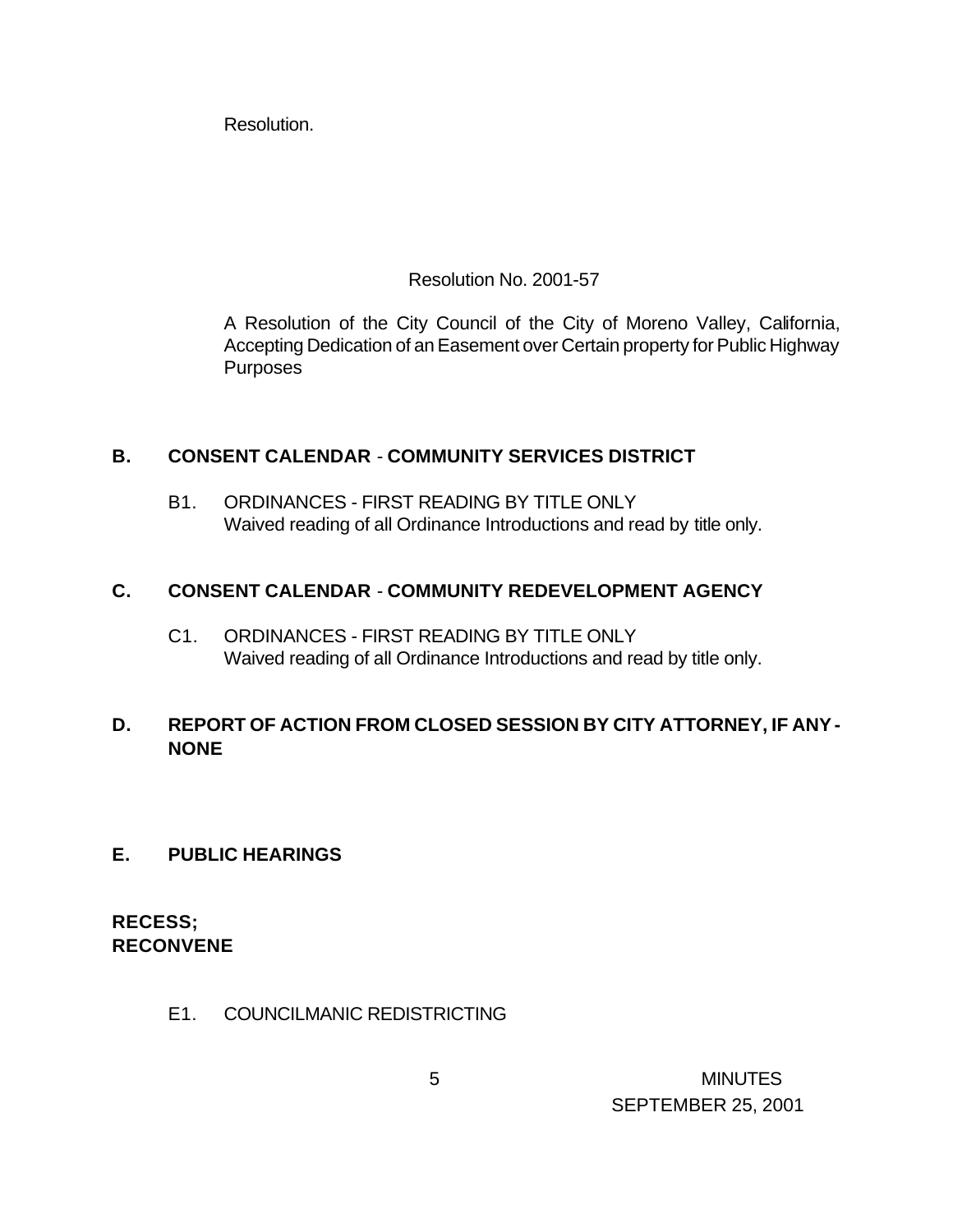Resolution.

Resolution No. 2001-57

A Resolution of the City Council of the City of Moreno Valley, California, Accepting Dedication of an Easement over Certain property for Public Highway Purposes

## B. CONSENT CALENDAR - COMMUNITY SERVICES DISTRICT

B1. ORDINANCES - FIRST READING BY TITLE ONLY
Waived reading of all Ordinance Introductions and read by title only.

## C. CONSENT CALENDAR - COMMUNITY REDEVELOPMENT AGENCY

C1. ORDINANCES - FIRST READING BY TITLE ONLY
Waived reading of all Ordinance Introductions and read by title only.

## D. REPORT OF ACTION FROM CLOSED SESSION BY CITY ATTORNEY, IF ANY - NONE

## E. PUBLIC HEARINGS

**RECESS;**
**RECONVENE**

E1. COUNCILMANIC REDISTRICTING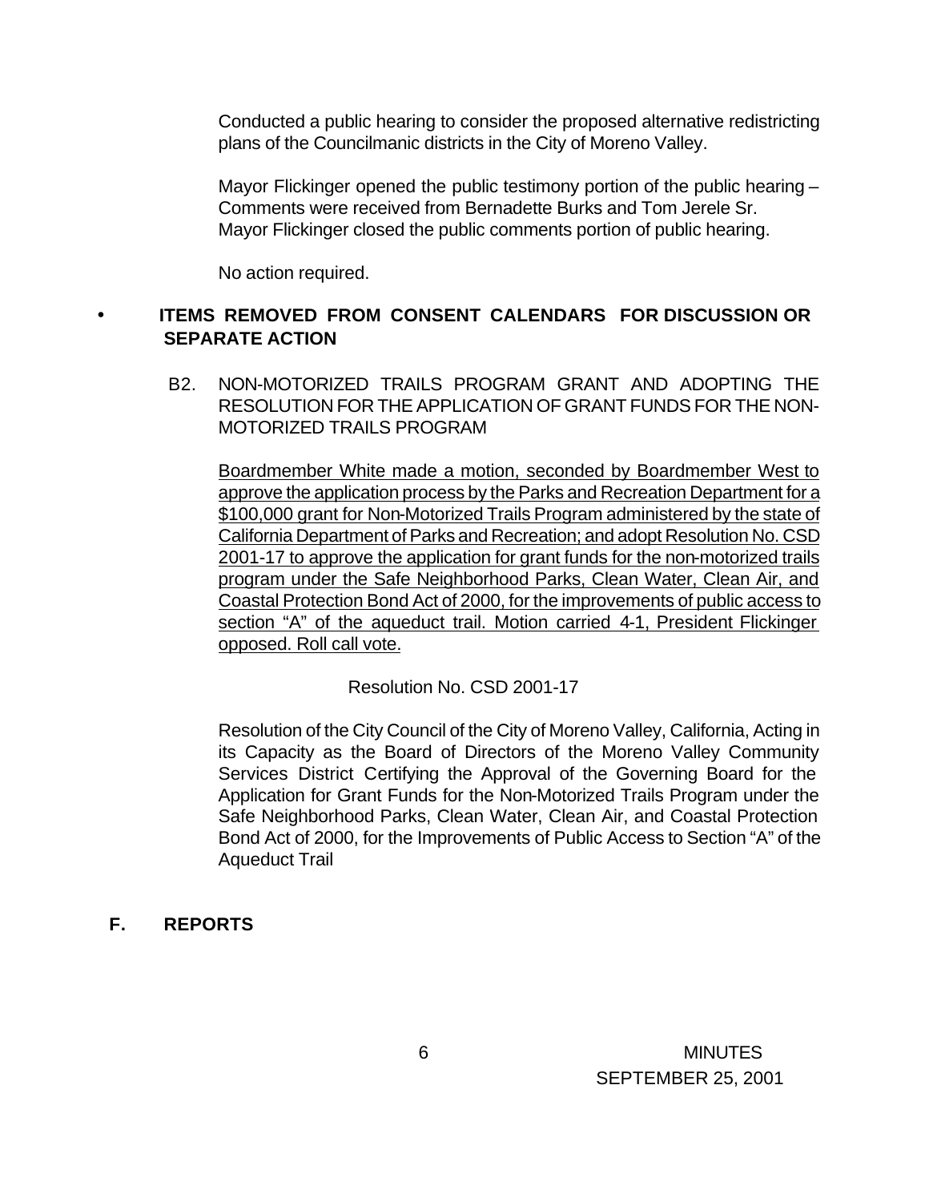Conducted a public hearing to consider the proposed alternative redistricting plans of the Councilmanic districts in the City of Moreno Valley.

Mayor Flickinger opened the public testimony portion of the public hearing – Comments were received from Bernadette Burks and Tom Jerele Sr. Mayor Flickinger closed the public comments portion of public hearing.

No action required.

- **ITEMS REMOVED FROM CONSENT CALENDARS FOR DISCUSSION OR SEPARATE ACTION**

B2. NON-MOTORIZED TRAILS PROGRAM GRANT AND ADOPTING THE RESOLUTION FOR THE APPLICATION OF GRANT FUNDS FOR THE NON-MOTORIZED TRAILS PROGRAM

<u>Boardmember White made a motion, seconded by Boardmember West to approve the application process by the Parks and Recreation Department for a $100,000 grant for Non-Motorized Trails Program administered by the state of California Department of Parks and Recreation; and adopt Resolution No. CSD 2001-17 to approve the application for grant funds for the non-motorized trails program under the Safe Neighborhood Parks, Clean Water, Clean Air, and Coastal Protection Bond Act of 2000, for the improvements of public access to section "A" of the aqueduct trail. Motion carried 4-1, President Flickinger opposed. Roll call vote.</u>

Resolution No. CSD 2001-17

Resolution of the City Council of the City of Moreno Valley, California, Acting in its Capacity as the Board of Directors of the Moreno Valley Community Services District Certifying the Approval of the Governing Board for the Application for Grant Funds for the Non-Motorized Trails Program under the Safe Neighborhood Parks, Clean Water, Clean Air, and Coastal Protection Bond Act of 2000, for the Improvements of Public Access to Section "A" of the Aqueduct Trail

## F. REPORTS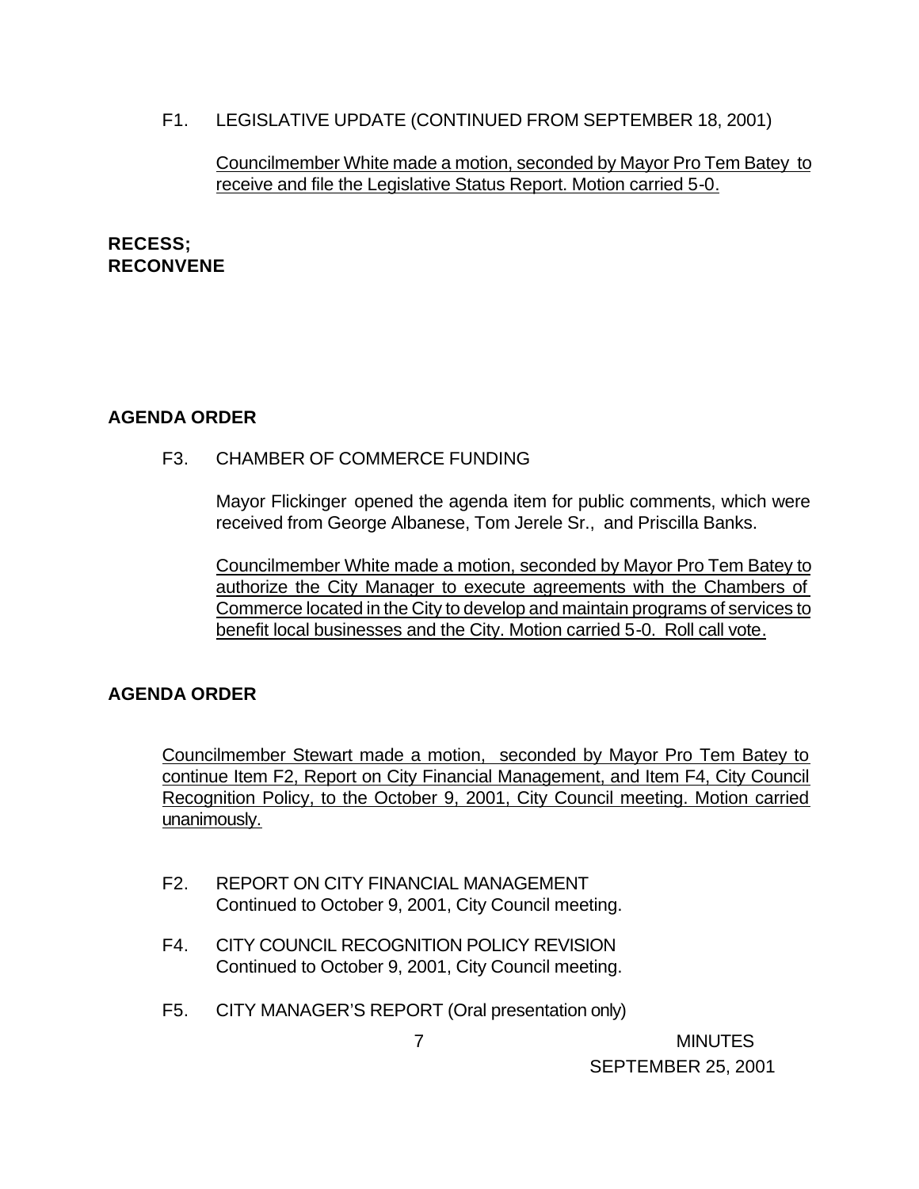F1. LEGISLATIVE UPDATE (CONTINUED FROM SEPTEMBER 18, 2001)

Councilmember White made a motion, seconded by Mayor Pro Tem Batey to receive and file the Legislative Status Report. Motion carried 5-0.

**RECESS;**
**RECONVENE**

**AGENDA ORDER**

F3. CHAMBER OF COMMERCE FUNDING

Mayor Flickinger opened the agenda item for public comments, which were received from George Albanese, Tom Jerele Sr., and Priscilla Banks.

Councilmember White made a motion, seconded by Mayor Pro Tem Batey to authorize the City Manager to execute agreements with the Chambers of Commerce located in the City to develop and maintain programs of services to benefit local businesses and the City. Motion carried 5-0. Roll call vote.

**AGENDA ORDER**

Councilmember Stewart made a motion, seconded by Mayor Pro Tem Batey to continue Item F2, Report on City Financial Management, and Item F4, City Council Recognition Policy, to the October 9, 2001, City Council meeting. Motion carried unanimously.

F2. REPORT ON CITY FINANCIAL MANAGEMENT
Continued to October 9, 2001, City Council meeting.

F4. CITY COUNCIL RECOGNITION POLICY REVISION
Continued to October 9, 2001, City Council meeting.

F5. CITY MANAGER'S REPORT (Oral presentation only)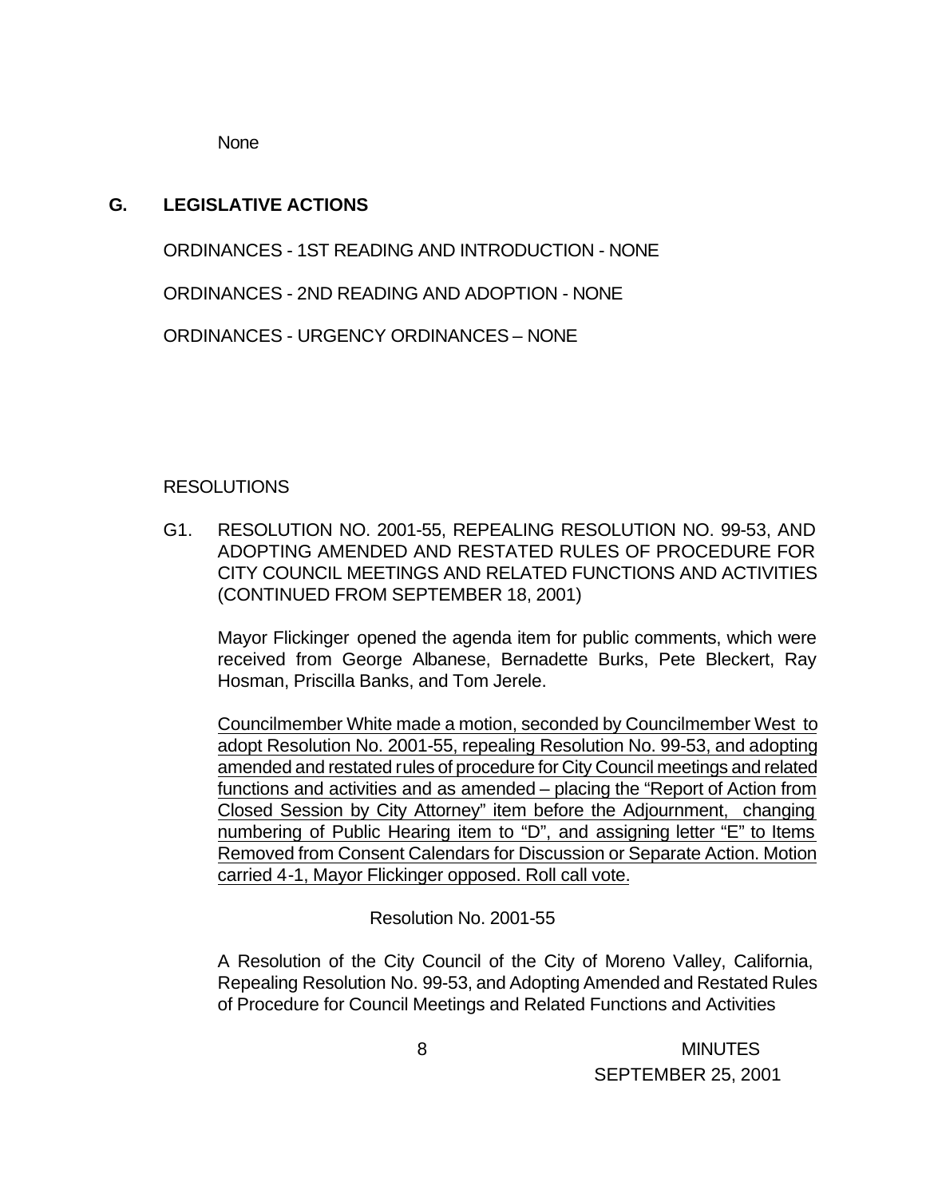None

## G. LEGISLATIVE ACTIONS

ORDINANCES - 1ST READING AND INTRODUCTION - NONE

ORDINANCES - 2ND READING AND ADOPTION - NONE

ORDINANCES - URGENCY ORDINANCES – NONE

RESOLUTIONS

G1. RESOLUTION NO. 2001-55, REPEALING RESOLUTION NO. 99-53, AND ADOPTING AMENDED AND RESTATED RULES OF PROCEDURE FOR CITY COUNCIL MEETINGS AND RELATED FUNCTIONS AND ACTIVITIES (CONTINUED FROM SEPTEMBER 18, 2001)

Mayor Flickinger opened the agenda item for public comments, which were received from George Albanese, Bernadette Burks, Pete Bleckert, Ray Hosman, Priscilla Banks, and Tom Jerele.

<u>Councilmember White made a motion, seconded by Councilmember West to adopt Resolution No. 2001-55, repealing Resolution No. 99-53, and adopting amended and restated rules of procedure for City Council meetings and related functions and activities and as amended – placing the "Report of Action from Closed Session by City Attorney" item before the Adjournment, changing numbering of Public Hearing item to "D", and assigning letter "E" to Items Removed from Consent Calendars for Discussion or Separate Action. Motion carried 4-1, Mayor Flickinger opposed. Roll call vote.</u>

Resolution No. 2001-55

A Resolution of the City Council of the City of Moreno Valley, California, Repealing Resolution No. 99-53, and Adopting Amended and Restated Rules of Procedure for Council Meetings and Related Functions and Activities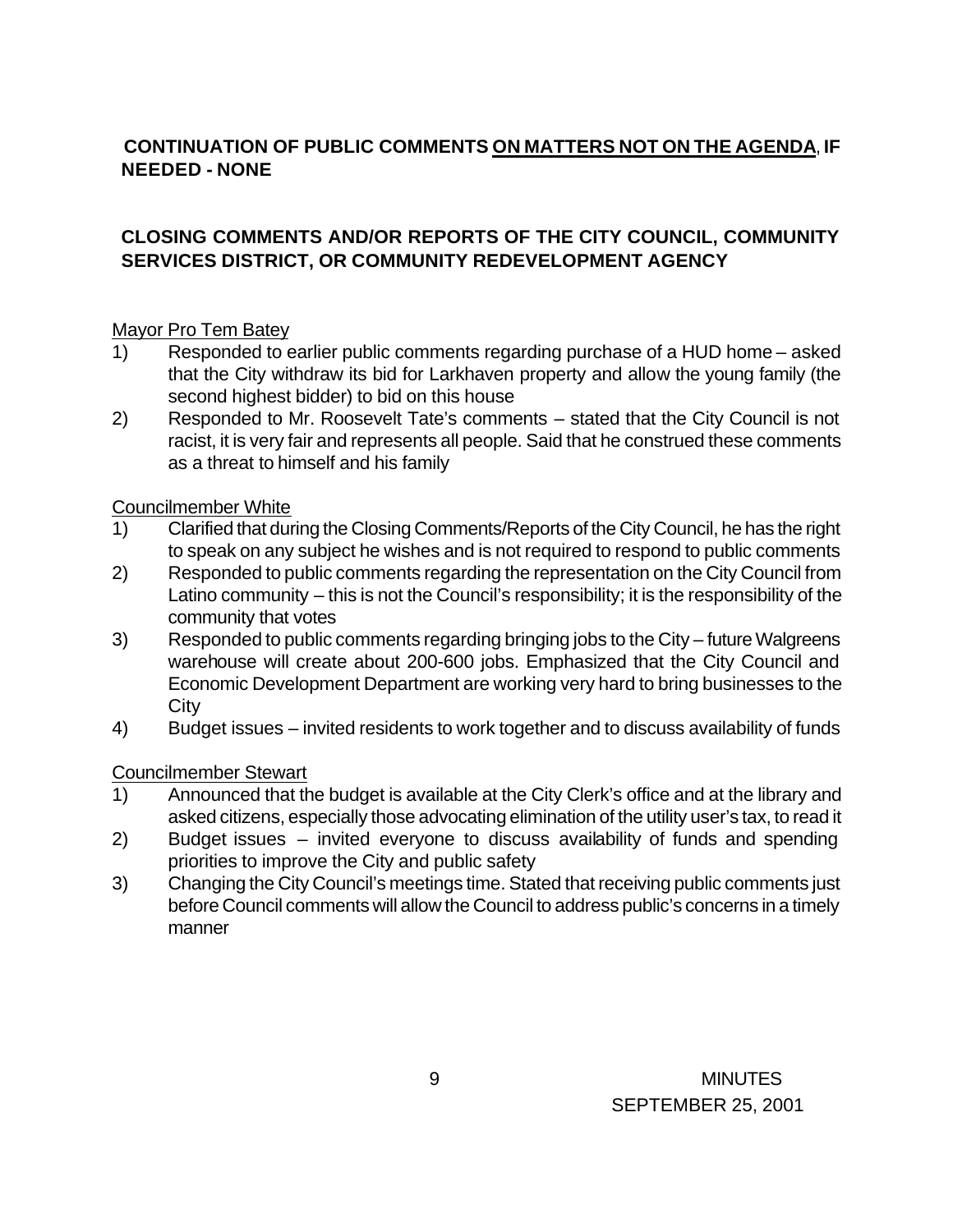**CONTINUATION OF PUBLIC COMMENTS <u>ON MATTERS NOT ON THE AGENDA</u>, IF NEEDED - NONE**

**CLOSING COMMENTS AND/OR REPORTS OF THE CITY COUNCIL, COMMUNITY SERVICES DISTRICT, OR COMMUNITY REDEVELOPMENT AGENCY**

<u>Mayor Pro Tem Batey</u>

1) Responded to earlier public comments regarding purchase of a HUD home – asked that the City withdraw its bid for Larkhaven property and allow the young family (the second highest bidder) to bid on this house
2) Responded to Mr. Roosevelt Tate's comments – stated that the City Council is not racist, it is very fair and represents all people. Said that he construed these comments as a threat to himself and his family

<u>Councilmember White</u>

1) Clarified that during the Closing Comments/Reports of the City Council, he has the right to speak on any subject he wishes and is not required to respond to public comments
2) Responded to public comments regarding the representation on the City Council from Latino community – this is not the Council's responsibility; it is the responsibility of the community that votes
3) Responded to public comments regarding bringing jobs to the City – future Walgreens warehouse will create about 200-600 jobs. Emphasized that the City Council and Economic Development Department are working very hard to bring businesses to the City
4) Budget issues – invited residents to work together and to discuss availability of funds

<u>Councilmember Stewart</u>

1) Announced that the budget is available at the City Clerk's office and at the library and asked citizens, especially those advocating elimination of the utility user's tax, to read it
2) Budget issues – invited everyone to discuss availability of funds and spending priorities to improve the City and public safety
3) Changing the City Council's meetings time. Stated that receiving public comments just before Council comments will allow the Council to address public's concerns in a timely manner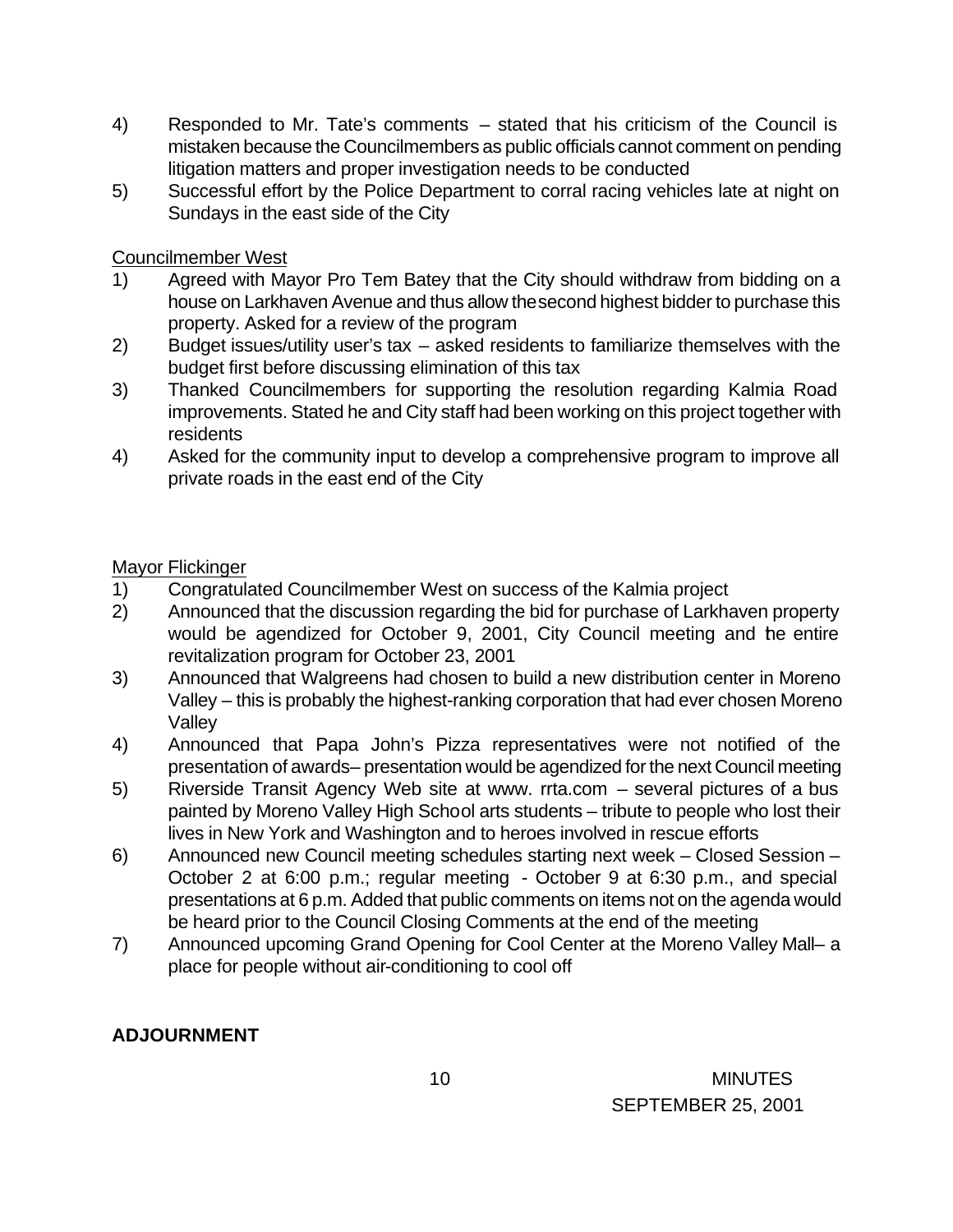4) Responded to Mr. Tate's comments – stated that his criticism of the Council is mistaken because the Councilmembers as public officials cannot comment on pending litigation matters and proper investigation needs to be conducted
5) Successful effort by the Police Department to corral racing vehicles late at night on Sundays in the east side of the City

Councilmember West

1) Agreed with Mayor Pro Tem Batey that the City should withdraw from bidding on a house on Larkhaven Avenue and thus allow the second highest bidder to purchase this property. Asked for a review of the program
2) Budget issues/utility user's tax – asked residents to familiarize themselves with the budget first before discussing elimination of this tax
3) Thanked Councilmembers for supporting the resolution regarding Kalmia Road improvements. Stated he and City staff had been working on this project together with residents
4) Asked for the community input to develop a comprehensive program to improve all private roads in the east end of the City

Mayor Flickinger

1) Congratulated Councilmember West on success of the Kalmia project
2) Announced that the discussion regarding the bid for purchase of Larkhaven property would be agendized for October 9, 2001, City Council meeting and the entire revitalization program for October 23, 2001
3) Announced that Walgreens had chosen to build a new distribution center in Moreno Valley – this is probably the highest-ranking corporation that had ever chosen Moreno Valley
4) Announced that Papa John's Pizza representatives were not notified of the presentation of awards– presentation would be agendized for the next Council meeting
5) Riverside Transit Agency Web site at www. rrta.com – several pictures of a bus painted by Moreno Valley High School arts students – tribute to people who lost their lives in New York and Washington and to heroes involved in rescue efforts
6) Announced new Council meeting schedules starting next week – Closed Session – October 2 at 6:00 p.m.; regular meeting - October 9 at 6:30 p.m., and special presentations at 6 p.m. Added that public comments on items not on the agenda would be heard prior to the Council Closing Comments at the end of the meeting
7) Announced upcoming Grand Opening for Cool Center at the Moreno Valley Mall– a place for people without air-conditioning to cool off

**ADJOURNMENT**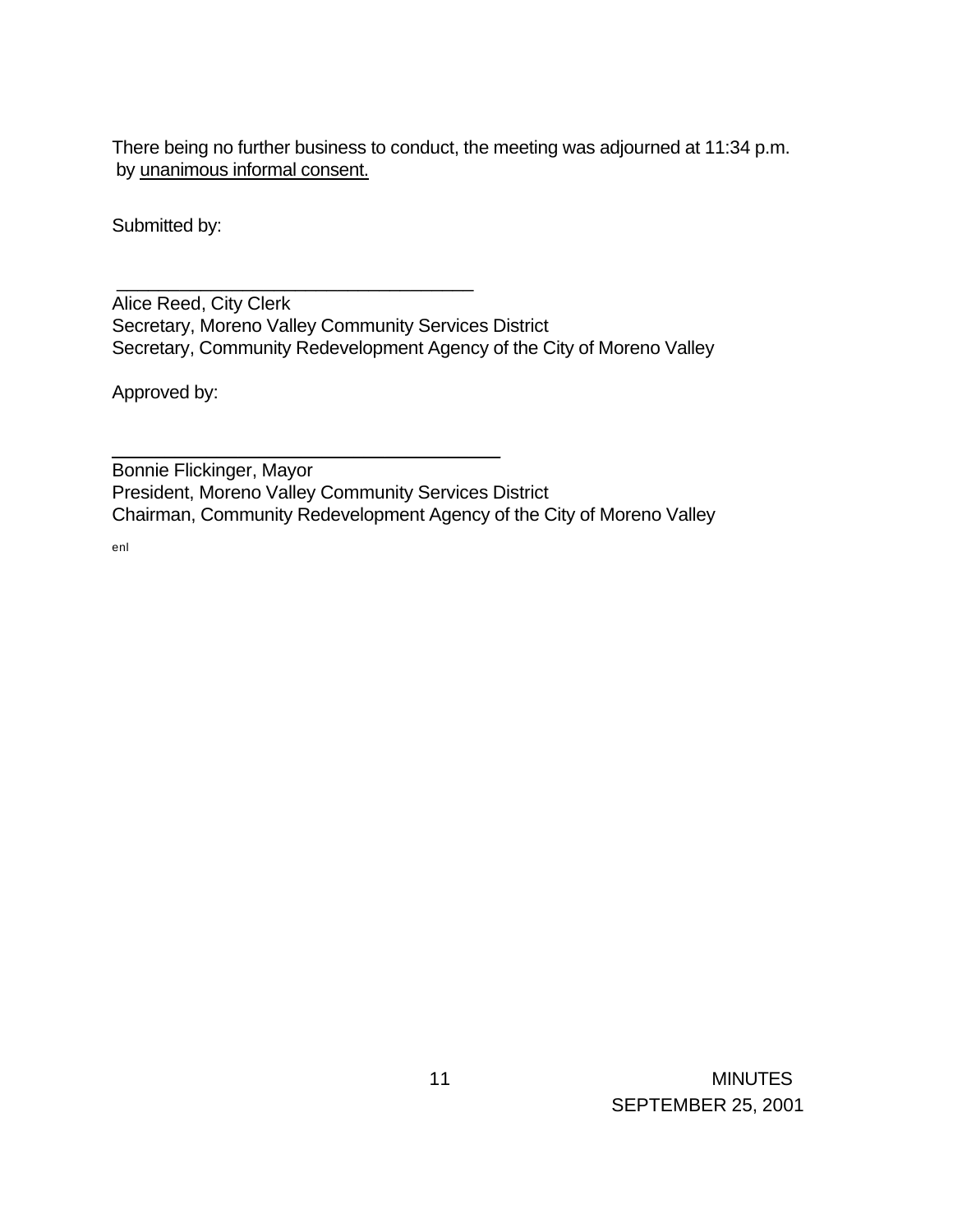There being no further business to conduct, the meeting was adjourned at 11:34 p.m. by unanimous informal consent.

Submitted by:

\_\_\_\_\_\_\_\_\_\_\_\_\_\_\_\_\_\_\_\_\_\_\_\_\_\_\_\_\_\_\_\_\_\_\_\_

Alice Reed, City Clerk
Secretary, Moreno Valley Community Services District
Secretary, Community Redevelopment Agency of the City of Moreno Valley

Approved by:

\_\_\_\_\_\_\_\_\_\_\_\_\_\_\_\_\_\_\_\_\_\_\_\_\_\_\_\_\_\_\_\_\_\_\_\_

Bonnie Flickinger, Mayor
President, Moreno Valley Community Services District
Chairman, Community Redevelopment Agency of the City of Moreno Valley

enl